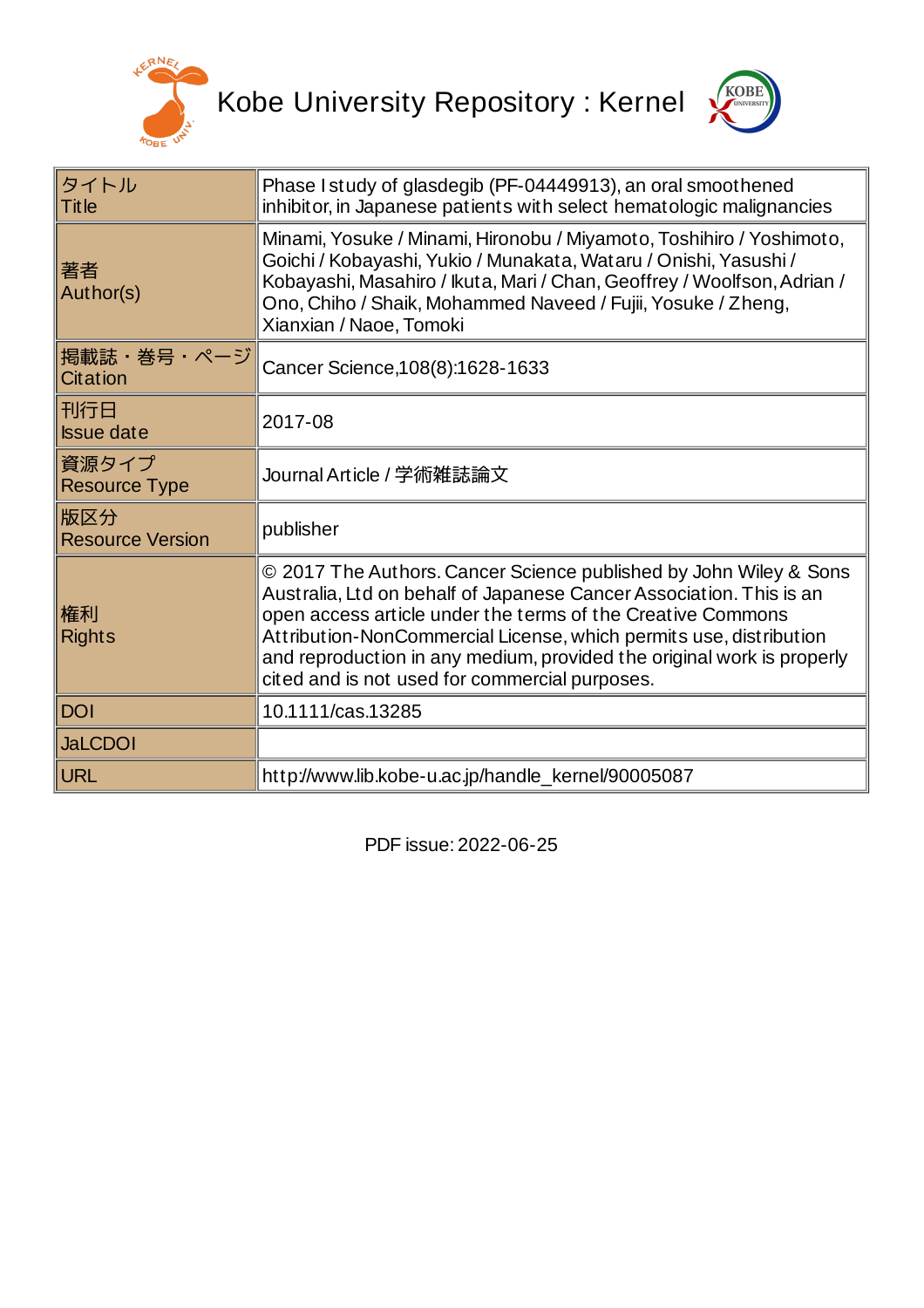Kobe University Repository : Kernel

| タイトル Title | Phase I study of glasdegib (PF-04449913), an oral smoothened inhibitor, in Japanese patients with select hematologic malignancies |
|---|---|
| 著者 Author(s) | Minami, Yosuke / Minami, Hironobu / Miyamoto, Toshihiro / Yoshimoto, Goichi / Kobayashi, Yukio / Munakata, Wataru / Onishi, Yasushi / Kobayashi, Masahiro / Ikuta, Mari / Chan, Geoffrey / Woolfson, Adrian / Ono, Chiho / Shaik, Mohammed Naveed / Fujii, Yosuke / Zheng, Xianxian / Naoe, Tomoki |
| 掲載誌・巻号・ページ Citation | Cancer Science,108(8):1628-1633 |
| 刊行日 Issue date | 2017-08 |
| 資源タイプ Resource Type | Journal Article / 学術雑誌論文 |
| 版区分 Resource Version | publisher |
| 権利 Rights | © 2017 The Authors. Cancer Science published by John Wiley & Sons Australia, Ltd on behalf of Japanese Cancer Association. This is an open access article under the terms of the Creative Commons Attribution-NonCommercial License, which permits use, distribution and reproduction in any medium, provided the original work is properly cited and is not used for commercial purposes. |
| DOI | 10.1111/cas.13285 |
| JaLCDOI | |
| URL | http://www.lib.kobe-u.ac.jp/handle_kernel/90005087 |

PDF issue: 2022-06-25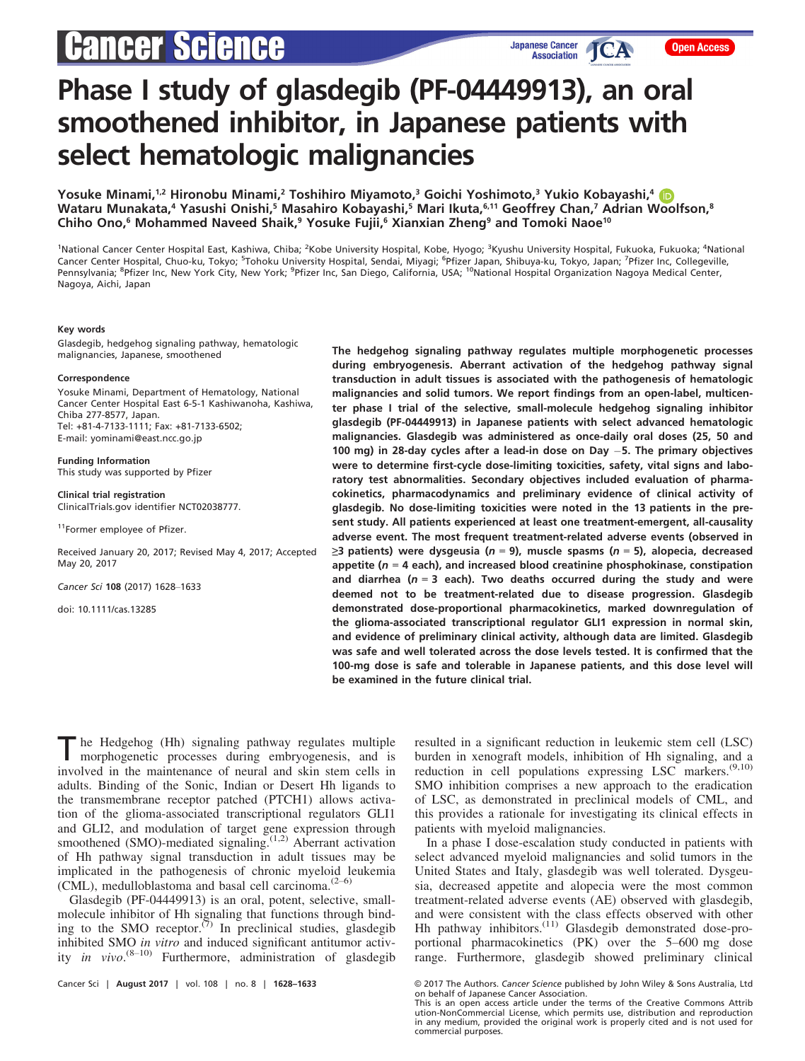# Phase I study of glasdegib (PF-04449913), an oral smoothened inhibitor, in Japanese patients with select hematologic malignancies

Yosuke Minami,[1,2] Hironobu Minami,[2] Toshihiro Miyamoto,[3] Goichi Yoshimoto,[3] Yukio Kobayashi,[4] Wataru Munakata,[4] Yasushi Onishi,[5] Masahiro Kobayashi,[5] Mari Ikuta,[6,11] Geoffrey Chan,[7] Adrian Woolfson,[8] Chiho Ono,[6] Mohammed Naveed Shaik,[9] Yosuke Fujii,[6] Xianxian Zheng[9] and Tomoki Naoe[10]

[1]National Cancer Center Hospital East, Kashiwa, Chiba; [2]Kobe University Hospital, Kobe, Hyogo; [3]Kyushu University Hospital, Fukuoka, Fukuoka; [4]National Cancer Center Hospital, Chuo-ku, Tokyo; [5]Tohoku University Hospital, Sendai, Miyagi; [6]Pfizer Japan, Shibuya-ku, Tokyo, Japan; [7]Pfizer Inc, Collegeville, Pennsylvania; [8]Pfizer Inc, New York City, New York; [9]Pfizer Inc, San Diego, California, USA; [10]National Hospital Organization Nagoya Medical Center, Nagoya, Aichi, Japan

**Key words**

Glasdegib, hedgehog signaling pathway, hematologic malignancies, Japanese, smoothened

**Correspondence**

Yosuke Minami, Department of Hematology, National Cancer Center Hospital East 6-5-1 Kashiwanoha, Kashiwa, Chiba 277-8577, Japan.
Tel: +81-4-7133-1111; Fax: +81-7133-6502;
E-mail: yominami@east.ncc.go.jp

**Funding Information**

This study was supported by Pfizer

**Clinical trial registration**

ClinicalTrials.gov identifier NCT02038777.

[11]Former employee of Pfizer.

Received January 20, 2017; Revised May 4, 2017; Accepted May 20, 2017

Cancer Sci 108 (2017) 1628–1633

doi: 10.1111/cas.13285

**The hedgehog signaling pathway regulates multiple morphogenetic processes during embryogenesis. Aberrant activation of the hedgehog pathway signal transduction in adult tissues is associated with the pathogenesis of hematologic malignancies and solid tumors. We report findings from an open-label, multicenter phase I trial of the selective, small-molecule hedgehog signaling inhibitor glasdegib (PF-04449913) in Japanese patients with select advanced hematologic malignancies. Glasdegib was administered as once-daily oral doses (25, 50 and 100 mg) in 28-day cycles after a lead-in dose on Day −5. The primary objectives were to determine first-cycle dose-limiting toxicities, safety, vital signs and laboratory test abnormalities. Secondary objectives included evaluation of pharmacokinetics, pharmacodynamics and preliminary evidence of clinical activity of glasdegib. No dose-limiting toxicities were noted in the 13 patients in the present study. All patients experienced at least one treatment-emergent, all-causality adverse event. The most frequent treatment-related adverse events (observed in ≥3 patients) were dysgeusia (*n* = 9), muscle spasms (*n* = 5), alopecia, decreased appetite (*n* = 4 each), and increased blood creatinine phosphokinase, constipation and diarrhea (*n* = 3 each). Two deaths occurred during the study and were deemed not to be treatment-related due to disease progression. Glasdegib demonstrated dose-proportional pharmacokinetics, marked downregulation of the glioma-associated transcriptional regulator GLI1 expression in normal skin, and evidence of preliminary clinical activity, although data are limited. Glasdegib was safe and well tolerated across the dose levels tested. It is confirmed that the 100-mg dose is safe and tolerable in Japanese patients, and this dose level will be examined in the future clinical trial.**

The Hedgehog (Hh) signaling pathway regulates multiple morphogenetic processes during embryogenesis, and is involved in the maintenance of neural and skin stem cells in adults. Binding of the Sonic, Indian or Desert Hh ligands to the transmembrane receptor patched (PTCH1) allows activation of the glioma-associated transcriptional regulators GLI1 and GLI2, and modulation of target gene expression through smoothened (SMO)-mediated signaling.[1,2] Aberrant activation of Hh pathway signal transduction in adult tissues may be implicated in the pathogenesis of chronic myeloid leukemia (CML), medulloblastoma and basal cell carcinoma.[2–6]

Glasdegib (PF-04449913) is an oral, potent, selective, small-molecule inhibitor of Hh signaling that functions through binding to the SMO receptor.[7] In preclinical studies, glasdegib inhibited SMO *in vitro* and induced significant antitumor activity *in vivo*.[8–10] Furthermore, administration of glasdegib resulted in a significant reduction in leukemic stem cell (LSC) burden in xenograft models, inhibition of Hh signaling, and a reduction in cell populations expressing LSC markers.[9,10] SMO inhibition comprises a new approach to the eradication of LSC, as demonstrated in preclinical models of CML, and this provides a rationale for investigating its clinical effects in patients with myeloid malignancies.

In a phase I dose-escalation study conducted in patients with select advanced myeloid malignancies and solid tumors in the United States and Italy, glasdegib was well tolerated. Dysgeusia, decreased appetite and alopecia were the most common treatment-related adverse events (AE) observed with glasdegib, and were consistent with the class effects observed with other Hh pathway inhibitors.[11] Glasdegib demonstrated dose-proportional pharmacokinetics (PK) over the 5–600 mg dose range. Furthermore, glasdegib showed preliminary clinical

© 2017 The Authors. *Cancer Science* published by John Wiley & Sons Australia, Ltd on behalf of Japanese Cancer Association.
This is an open access article under the terms of the Creative Commons Attribution-NonCommercial License, which permits use, distribution and reproduction in any medium, provided the original work is properly cited and is not used for commercial purposes.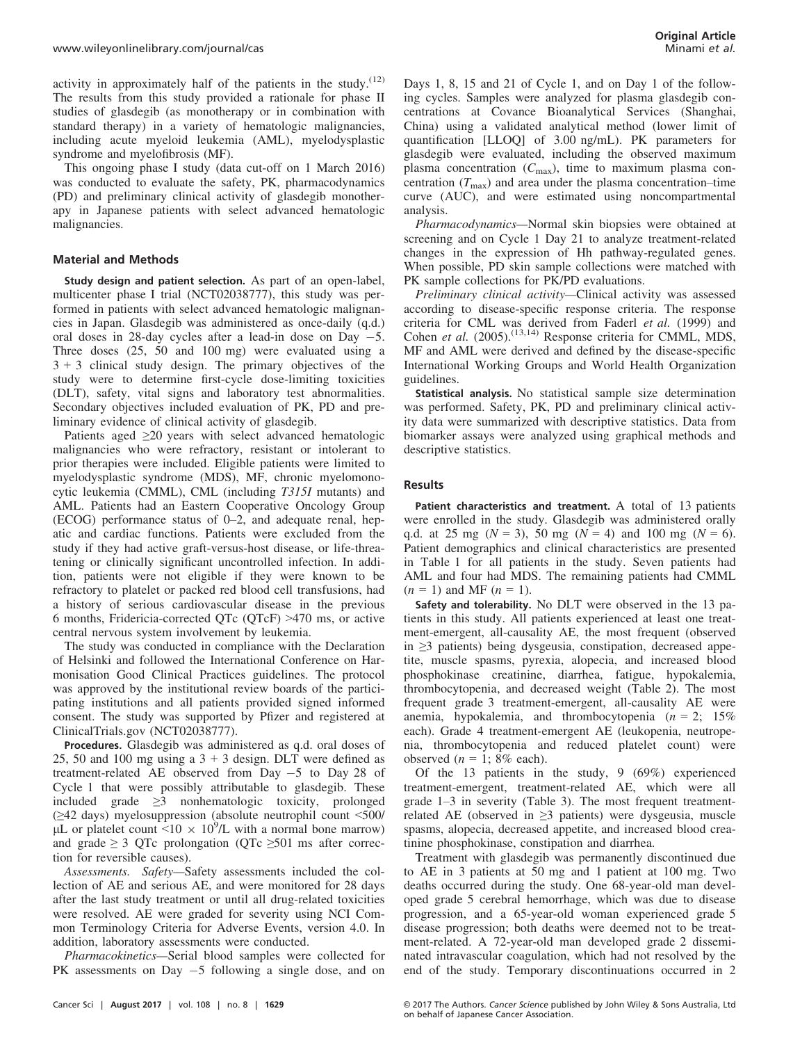activity in approximately half of the patients in the study.[12] The results from this study provided a rationale for phase II studies of glasdegib (as monotherapy or in combination with standard therapy) in a variety of hematologic malignancies, including acute myeloid leukemia (AML), myelodysplastic syndrome and myelofibrosis (MF).

This ongoing phase I study (data cut-off on 1 March 2016) was conducted to evaluate the safety, PK, pharmacodynamics (PD) and preliminary clinical activity of glasdegib monotherapy in Japanese patients with select advanced hematologic malignancies.

## Material and Methods

**Study design and patient selection.** As part of an open-label, multicenter phase I trial (NCT02038777), this study was performed in patients with select advanced hematologic malignancies in Japan. Glasdegib was administered as once-daily (q.d.) oral doses in 28-day cycles after a lead-in dose on Day −5. Three doses (25, 50 and 100 mg) were evaluated using a 3 + 3 clinical study design. The primary objectives of the study were to determine first-cycle dose-limiting toxicities (DLT), safety, vital signs and laboratory test abnormalities. Secondary objectives included evaluation of PK, PD and preliminary evidence of clinical activity of glasdegib.

Patients aged ≥20 years with select advanced hematologic malignancies who were refractory, resistant or intolerant to prior therapies were included. Eligible patients were limited to myelodysplastic syndrome (MDS), MF, chronic myelomonocytic leukemia (CMML), CML (including *T315I* mutants) and AML. Patients had an Eastern Cooperative Oncology Group (ECOG) performance status of 0–2, and adequate renal, hepatic and cardiac functions. Patients were excluded from the study if they had active graft-versus-host disease, or life-threatening or clinically significant uncontrolled infection. In addition, patients were not eligible if they were known to be refractory to platelet or packed red blood cell transfusions, had a history of serious cardiovascular disease in the previous 6 months, Fridericia-corrected QTc (QTcF) >470 ms, or active central nervous system involvement by leukemia.

The study was conducted in compliance with the Declaration of Helsinki and followed the International Conference on Harmonisation Good Clinical Practices guidelines. The protocol was approved by the institutional review boards of the participating institutions and all patients provided signed informed consent. The study was supported by Pfizer and registered at ClinicalTrials.gov (NCT02038777).

**Procedures.** Glasdegib was administered as q.d. oral doses of 25, 50 and 100 mg using a 3 + 3 design. DLT were defined as treatment-related AE observed from Day −5 to Day 28 of Cycle 1 that were possibly attributable to glasdegib. These included grade ≥3 nonhematologic toxicity, prolonged (≥42 days) myelosuppression (absolute neutrophil count <500/μL or platelet count $<10 \times 10^9$/L with a normal bone marrow) and grade ≥ 3 QTc prolongation (QTc ≥501 ms after correction for reversible causes).

*Assessments. Safety*—Safety assessments included the collection of AE and serious AE, and were monitored for 28 days after the last study treatment or until all drug-related toxicities were resolved. AE were graded for severity using NCI Common Terminology Criteria for Adverse Events, version 4.0. In addition, laboratory assessments were conducted.

*Pharmacokinetics*—Serial blood samples were collected for PK assessments on Day −5 following a single dose, and on Days 1, 8, 15 and 21 of Cycle 1, and on Day 1 of the following cycles. Samples were analyzed for plasma glasdegib concentrations at Covance Bioanalytical Services (Shanghai, China) using a validated analytical method (lower limit of quantification [LLOQ] of 3.00 ng/mL). PK parameters for glasdegib were evaluated, including the observed maximum plasma concentration ($C_{max}$), time to maximum plasma concentration ($T_{max}$) and area under the plasma concentration–time curve (AUC), and were estimated using noncompartmental analysis.

*Pharmacodynamics*—Normal skin biopsies were obtained at screening and on Cycle 1 Day 21 to analyze treatment-related changes in the expression of Hh pathway-regulated genes. When possible, PD skin sample collections were matched with PK sample collections for PK/PD evaluations.

*Preliminary clinical activity*—Clinical activity was assessed according to disease-specific response criteria. The response criteria for CML was derived from Faderl *et al.* (1999) and Cohen *et al.* (2005).[13,14] Response criteria for CMML, MDS, MF and AML were derived and defined by the disease-specific International Working Groups and World Health Organization guidelines.

**Statistical analysis.** No statistical sample size determination was performed. Safety, PK, PD and preliminary clinical activity data were summarized with descriptive statistics. Data from biomarker assays were analyzed using graphical methods and descriptive statistics.

## Results

**Patient characteristics and treatment.** A total of 13 patients were enrolled in the study. Glasdegib was administered orally q.d. at 25 mg (*N* = 3), 50 mg (*N* = 4) and 100 mg (*N* = 6). Patient demographics and clinical characteristics are presented in Table 1 for all patients in the study. Seven patients had AML and four had MDS. The remaining patients had CMML (*n* = 1) and MF (*n* = 1).

**Safety and tolerability.** No DLT were observed in the 13 patients in this study. All patients experienced at least one treatment-emergent, all-causality AE, the most frequent (observed in ≥3 patients) being dysgeusia, constipation, decreased appetite, muscle spasms, pyrexia, alopecia, and increased blood phosphokinase creatinine, diarrhea, fatigue, hypokalemia, thrombocytopenia, and decreased weight (Table 2). The most frequent grade 3 treatment-emergent, all-causality AE were anemia, hypokalemia, and thrombocytopenia (*n* = 2; 15% each). Grade 4 treatment-emergent AE (leukopenia, neutropenia, thrombocytopenia and reduced platelet count) were observed (*n* = 1; 8% each).

Of the 13 patients in the study, 9 (69%) experienced treatment-emergent, treatment-related AE, which were all grade 1–3 in severity (Table 3). The most frequent treatment-related AE (observed in ≥3 patients) were dysgeusia, muscle spasms, alopecia, decreased appetite, and increased blood creatinine phosphokinase, constipation and diarrhea.

Treatment with glasdegib was permanently discontinued due to AE in 3 patients at 50 mg and 1 patient at 100 mg. Two deaths occurred during the study. One 68-year-old man developed grade 5 cerebral hemorrhage, which was due to disease progression, and a 65-year-old woman experienced grade 5 disease progression; both deaths were deemed not to be treatment-related. A 72-year-old man developed grade 2 disseminated intravascular coagulation, which had not resolved by the end of the study. Temporary discontinuations occurred in 2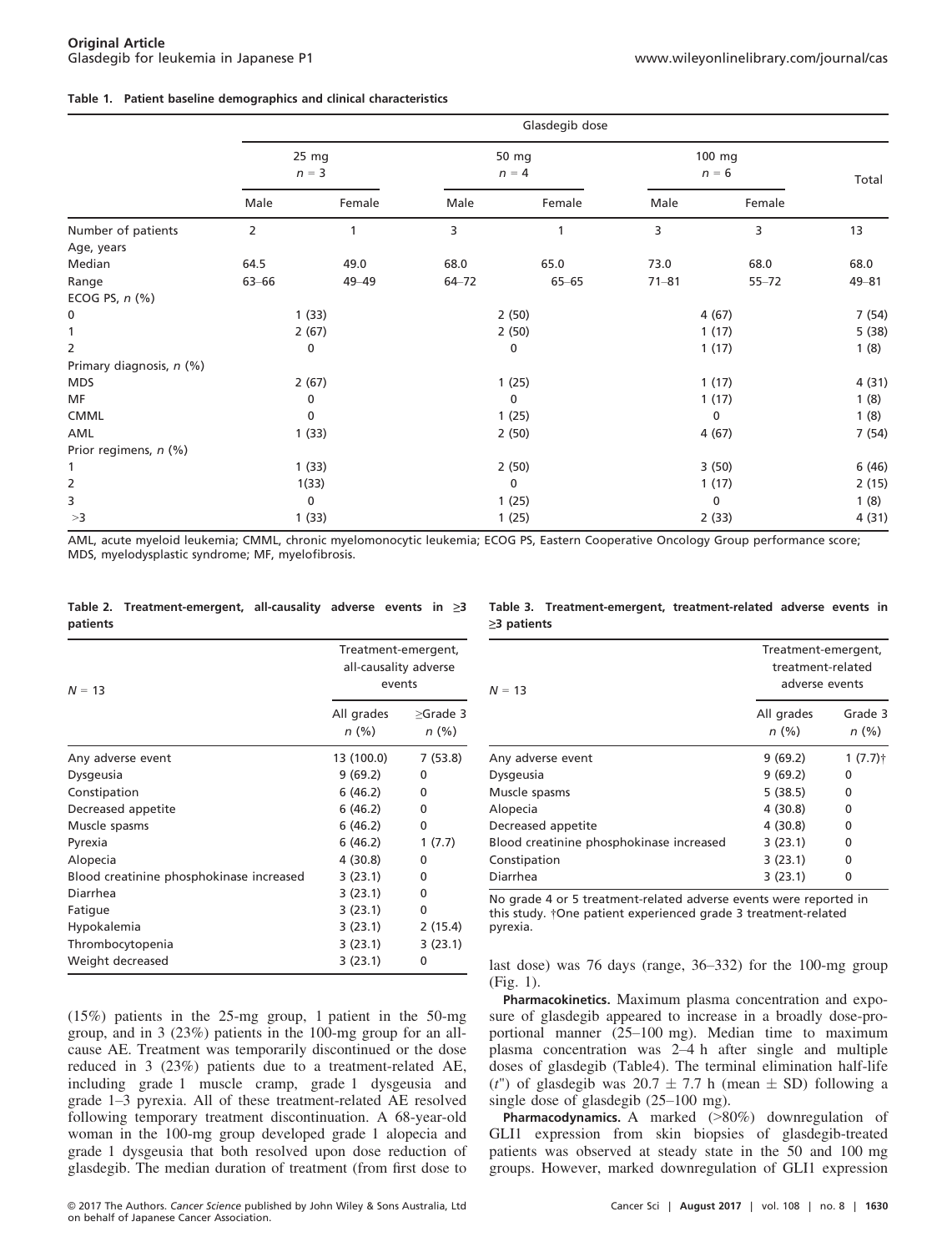**Table 1. Patient baseline demographics and clinical characteristics**

| | Glasdegib dose | | | | | | |
|---|---|---|---|---|---|---|---|
| | 25 mg $n = 3$ | | 50 mg $n = 4$ | | 100 mg $n = 6$ | | Total |
| | Male | Female | Male | Female | Male | Female | |
| Number of patients | 2 | 1 | 3 | 1 | 3 | 3 | 13 |
| Age, years | | | | | | | |
| Median | 64.5 | 49.0 | 68.0 | 65.0 | 73.0 | 68.0 | 68.0 |
| Range | 63–66 | 49–49 | 64–72 | 65–65 | 71–81 | 55–72 | 49–81 |
| ECOG PS, *n* (%) | | | | | | | |
| 0 | 1 (33) | | 2 (50) | | 4 (67) | | 7 (54) |
| 1 | 2 (67) | | 2 (50) | | 1 (17) | | 5 (38) |
| 2 | 0 | | 0 | | 1 (17) | | 1 (8) |
| Primary diagnosis, *n* (%) | | | | | | | |
| MDS | 2 (67) | | 1 (25) | | 1 (17) | | 4 (31) |
| MF | 0 | | 0 | | 1 (17) | | 1 (8) |
| CMML | 0 | | 1 (25) | | 0 | | 1 (8) |
| AML | 1 (33) | | 2 (50) | | 4 (67) | | 7 (54) |
| Prior regimens, *n* (%) | | | | | | | |
| 1 | 1 (33) | | 2 (50) | | 3 (50) | | 6 (46) |
| 2 | 1(33) | | 0 | | 1 (17) | | 2 (15) |
| 3 | 0 | | 1 (25) | | 0 | | 1 (8) |
| >3 | 1 (33) | | 1 (25) | | 2 (33) | | 4 (31) |

AML, acute myeloid leukemia; CMML, chronic myelomonocytic leukemia; ECOG PS, Eastern Cooperative Oncology Group performance score; MDS, myelodysplastic syndrome; MF, myelofibrosis.

**Table 2. Treatment-emergent, all-causality adverse events in ≥3 patients**

| $N = 13$ | Treatment-emergent, all-causality adverse events | |
|---|---|---|
| | All grades *n* (%) | ≥Grade 3 *n* (%) |
| Any adverse event | 13 (100.0) | 7 (53.8) |
| Dysgeusia | 9 (69.2) | 0 |
| Constipation | 6 (46.2) | 0 |
| Decreased appetite | 6 (46.2) | 0 |
| Muscle spasms | 6 (46.2) | 0 |
| Pyrexia | 6 (46.2) | 1 (7.7) |
| Alopecia | 4 (30.8) | 0 |
| Blood creatinine phosphokinase increased | 3 (23.1) | 0 |
| Diarrhea | 3 (23.1) | 0 |
| Fatigue | 3 (23.1) | 0 |
| Hypokalemia | 3 (23.1) | 2 (15.4) |
| Thrombocytopenia | 3 (23.1) | 3 (23.1) |
| Weight decreased | 3 (23.1) | 0 |

**Table 3. Treatment-emergent, treatment-related adverse events in ≥3 patients**

| $N = 13$ | Treatment-emergent, treatment-related adverse events | |
|---|---|---|
| | All grades *n* (%) | Grade 3 *n* (%) |
| Any adverse event | 9 (69.2) | 1 (7.7)† |
| Dysgeusia | 9 (69.2) | 0 |
| Muscle spasms | 5 (38.5) | 0 |
| Alopecia | 4 (30.8) | 0 |
| Decreased appetite | 4 (30.8) | 0 |
| Blood creatinine phosphokinase increased | 3 (23.1) | 0 |
| Constipation | 3 (23.1) | 0 |
| Diarrhea | 3 (23.1) | 0 |

No grade 4 or 5 treatment-related adverse events were reported in this study. †One patient experienced grade 3 treatment-related pyrexia.

(15%) patients in the 25-mg group, 1 patient in the 50-mg group, and in 3 (23%) patients in the 100-mg group for an all-cause AE. Treatment was temporarily discontinued or the dose reduced in 3 (23%) patients due to a treatment-related AE, including grade 1 muscle cramp, grade 1 dysgeusia and grade 1–3 pyrexia. All of these treatment-related AE resolved following temporary treatment discontinuation. A 68-year-old woman in the 100-mg group developed grade 1 alopecia and grade 1 dysgeusia that both resolved upon dose reduction of glasdegib. The median duration of treatment (from first dose to last dose) was 76 days (range, 36–332) for the 100-mg group (Fig. 1).

**Pharmacokinetics.** Maximum plasma concentration and exposure of glasdegib appeared to increase in a broadly dose-proportional manner (25–100 mg). Median time to maximum plasma concentration was 2–4 h after single and multiple doses of glasdegib (Table4). The terminal elimination half-life ($t''$) of glasdegib was 20.7 ± 7.7 h (mean ± SD) following a single dose of glasdegib (25–100 mg).

**Pharmacodynamics.** A marked (>80%) downregulation of GLI1 expression from skin biopsies of glasdegib-treated patients was observed at steady state in the 50 and 100 mg groups. However, marked downregulation of GLI1 expression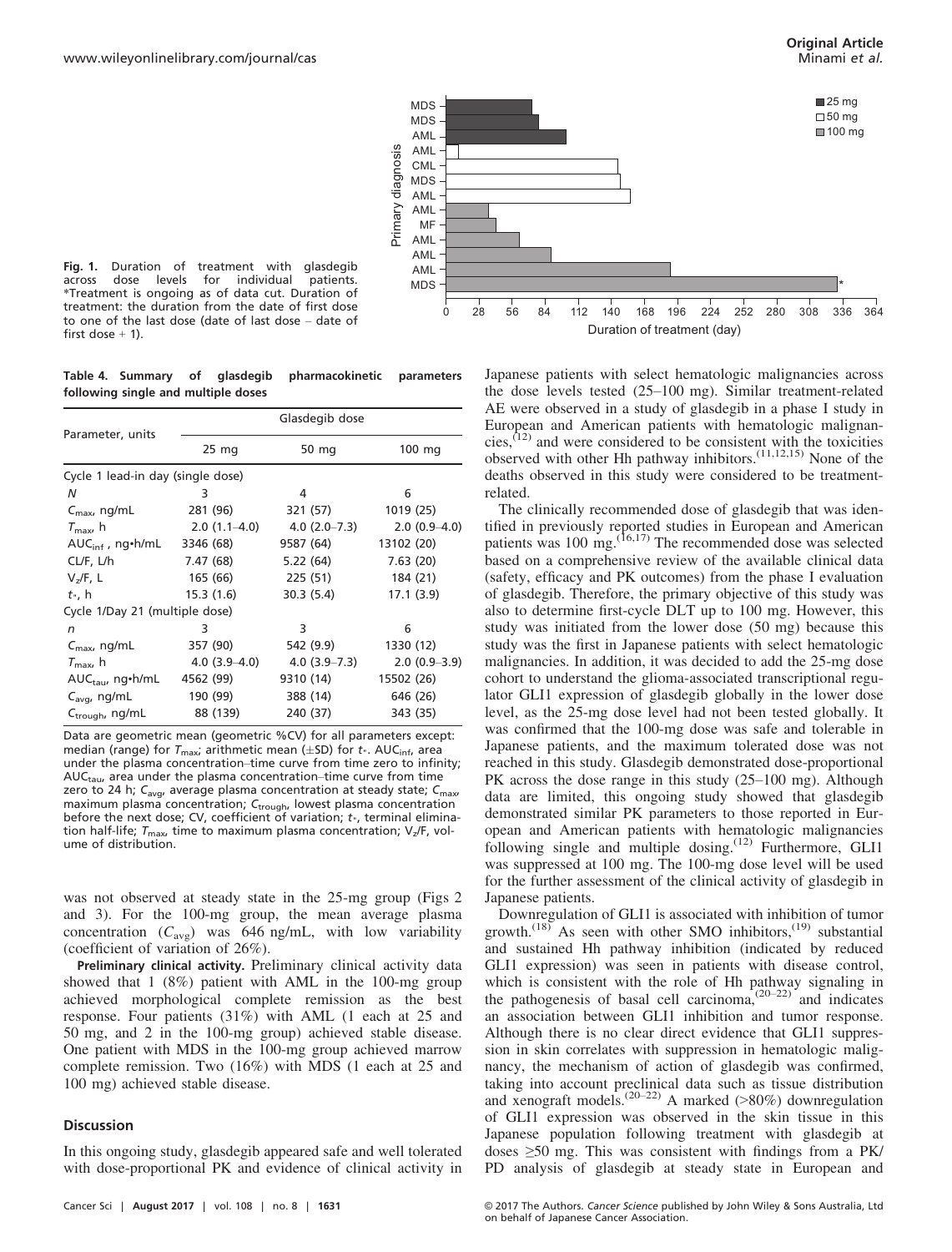Fig. 1. Duration of treatment with glasdegib across dose levels for individual patients. *Treatment is ongoing as of data cut. Duration of treatment: the duration from the date of first dose to one of the last dose (date of last dose – date of first dose + 1).

**Table 4. Summary of glasdegib pharmacokinetic parameters following single and multiple doses**

| Parameter, units | Glasdegib dose | | |
|---|---|---|---|
| | 25 mg | 50 mg | 100 mg |
| Cycle 1 lead-in day (single dose) | | | |
| $N$ | 3 | 4 | 6 |
| $C_{max}$, ng/mL | 281 (96) | 321 (57) | 1019 (25) |
| $T_{max}$, h | 2.0 (1.1–4.0) | 4.0 (2.0–7.3) | 2.0 (0.9–4.0) |
| $AUC_{inf}$, ng•h/mL | 3346 (68) | 9587 (64) | 13102 (20) |
| CL/F, L/h | 7.47 (68) | 5.22 (64) | 7.63 (20) |
| $V_z$/F, L | 165 (66) | 225 (51) | 184 (21) |
| $t_{½}$, h | 15.3 (1.6) | 30.3 (5.4) | 17.1 (3.9) |
| Cycle 1/Day 21 (multiple dose) | | | |
| $n$ | 3 | 3 | 6 |
| $C_{max}$, ng/mL | 357 (90) | 542 (9.9) | 1330 (12) |
| $T_{max}$, h | 4.0 (3.9–4.0) | 4.0 (3.9–7.3) | 2.0 (0.9–3.9) |
| $AUC_{tau}$, ng•h/mL | 4562 (99) | 9310 (14) | 15502 (26) |
| $C_{avg}$, ng/mL | 190 (99) | 388 (14) | 646 (26) |
| $C_{trough}$, ng/mL | 88 (139) | 240 (37) | 343 (35) |

Data are geometric mean (geometric %CV) for all parameters except: median (range) for $T_{max}$; arithmetic mean (±SD) for $t_{½}$. $AUC_{inf}$, area under the plasma concentration–time curve from time zero to infinity; $AUC_{tau}$, area under the plasma concentration–time curve from time zero to 24 h; $C_{avg}$, average plasma concentration at steady state; $C_{max}$, maximum plasma concentration; $C_{trough}$, lowest plasma concentration before the next dose; CV, coefficient of variation; $t_{½}$, terminal elimination half-life; $T_{max}$, time to maximum plasma concentration; $V_z$/F, volume of distribution.

was not observed at steady state in the 25-mg group (Figs 2 and 3). For the 100-mg group, the mean average plasma concentration ($C_{avg}$) was 646 ng/mL, with low variability (coefficient of variation of 26%).

**Preliminary clinical activity.** Preliminary clinical activity data showed that 1 (8%) patient with AML in the 100-mg group achieved morphological complete remission as the best response. Four patients (31%) with AML (1 each at 25 and 50 mg, and 2 in the 100-mg group) achieved stable disease. One patient with MDS in the 100-mg group achieved marrow complete remission. Two (16%) with MDS (1 each at 25 and 100 mg) achieved stable disease.

## Discussion

In this ongoing study, glasdegib appeared safe and well tolerated with dose-proportional PK and evidence of clinical activity in Japanese patients with select hematologic malignancies across the dose levels tested (25–100 mg). Similar treatment-related AE were observed in a study of glasdegib in a phase I study in European and American patients with hematologic malignancies,[12] and were considered to be consistent with the toxicities observed with other Hh pathway inhibitors.[11,12,15] None of the deaths observed in this study were considered to be treatment-related.

The clinically recommended dose of glasdegib that was identified in previously reported studies in European and American patients was 100 mg.[16,17] The recommended dose was selected based on a comprehensive review of the available clinical data (safety, efficacy and PK outcomes) from the phase I evaluation of glasdegib. Therefore, the primary objective of this study was also to determine first-cycle DLT up to 100 mg. However, this study was initiated from the lower dose (50 mg) because this study was the first in Japanese patients with select hematologic malignancies. In addition, it was decided to add the 25-mg dose cohort to understand the glioma-associated transcriptional regulator GLI1 expression of glasdegib globally in the lower dose level, as the 25-mg dose level had not been tested globally. It was confirmed that the 100-mg dose was safe and tolerable in Japanese patients, and the maximum tolerated dose was not reached in this study. Glasdegib demonstrated dose-proportional PK across the dose range in this study (25–100 mg). Although data are limited, this ongoing study showed that glasdegib demonstrated similar PK parameters to those reported in European and American patients with hematologic malignancies following single and multiple dosing.[12] Furthermore, GLI1 was suppressed at 100 mg. The 100-mg dose level will be used for the further assessment of the clinical activity of glasdegib in Japanese patients.

Downregulation of GLI1 is associated with inhibition of tumor growth.[18] As seen with other SMO inhibitors,[19] substantial and sustained Hh pathway inhibition (indicated by reduced GLI1 expression) was seen in patients with disease control, which is consistent with the role of Hh pathway signaling in the pathogenesis of basal cell carcinoma,[20–22] and indicates an association between GLI1 inhibition and tumor response. Although there is no clear direct evidence that GLI1 suppression in skin correlates with suppression in hematologic malignancy, the mechanism of action of glasdegib was confirmed, taking into account preclinical data such as tissue distribution and xenograft models.[20–22] A marked (>80%) downregulation of GLI1 expression was observed in the skin tissue in this Japanese population following treatment with glasdegib at doses ≥50 mg. This was consistent with findings from a PK/PD analysis of glasdegib at steady state in European and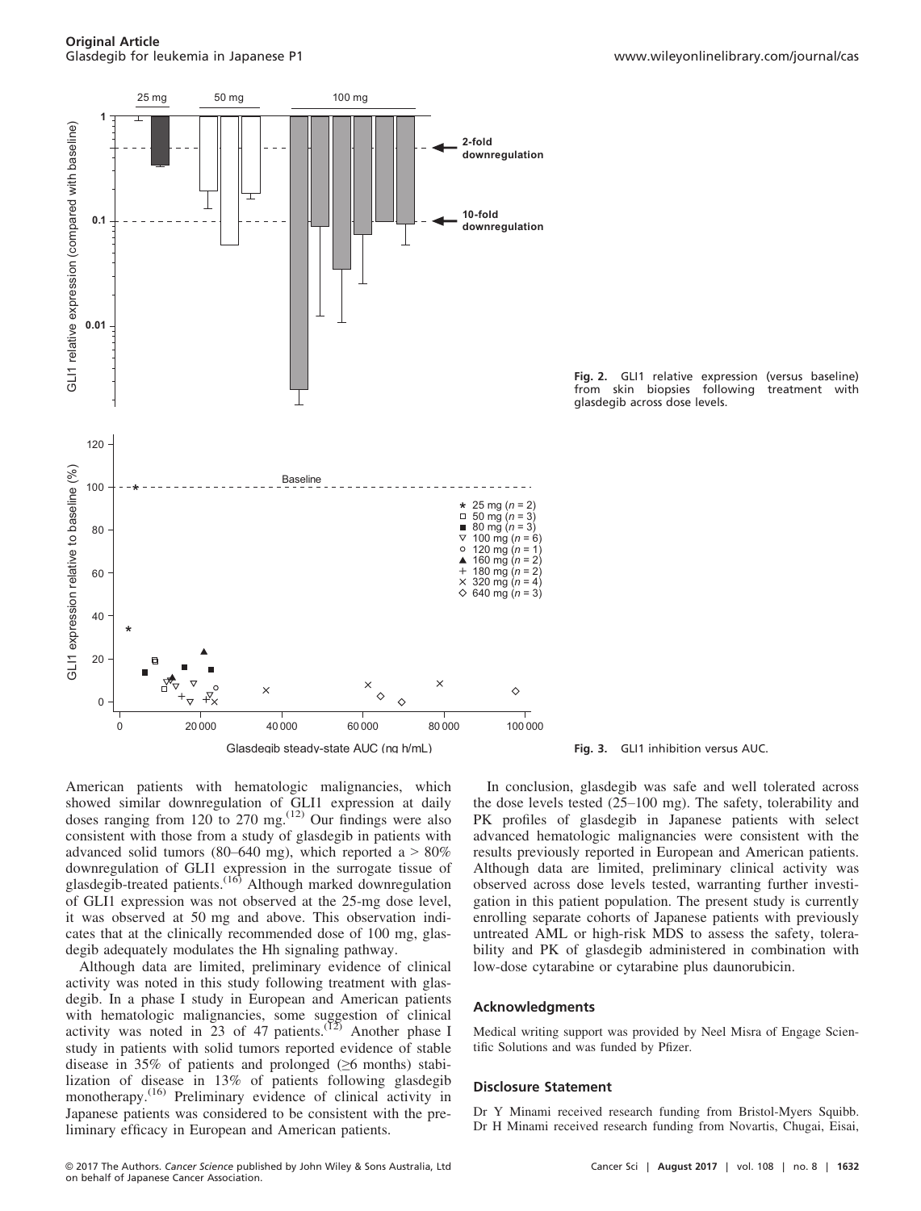Fig. 2. GLI1 relative expression (versus baseline) from skin biopsies following treatment with glasdegib across dose levels.

Fig. 3. GLI1 inhibition versus AUC.

American patients with hematologic malignancies, which showed similar downregulation of GLI1 expression at daily doses ranging from 120 to 270 mg.[12] Our findings were also consistent with those from a study of glasdegib in patients with advanced solid tumors (80–640 mg), which reported a > 80% downregulation of GLI1 expression in the surrogate tissue of glasdegib-treated patients.[16] Although marked downregulation of GLI1 expression was not observed at the 25-mg dose level, it was observed at 50 mg and above. This observation indicates that at the clinically recommended dose of 100 mg, glasdegib adequately modulates the Hh signaling pathway.

Although data are limited, preliminary evidence of clinical activity was noted in this study following treatment with glasdegib. In a phase I study in European and American patients with hematologic malignancies, some suggestion of clinical activity was noted in 23 of 47 patients.[12] Another phase I study in patients with solid tumors reported evidence of stable disease in 35% of patients and prolonged (≥6 months) stabilization of disease in 13% of patients following glasdegib monotherapy.[16] Preliminary evidence of clinical activity in Japanese patients was considered to be consistent with the preliminary efficacy in European and American patients.

In conclusion, glasdegib was safe and well tolerated across the dose levels tested (25–100 mg). The safety, tolerability and PK profiles of glasdegib in Japanese patients with select advanced hematologic malignancies were consistent with the results previously reported in European and American patients. Although data are limited, preliminary clinical activity was observed across dose levels tested, warranting further investigation in this patient population. The present study is currently enrolling separate cohorts of Japanese patients with previously untreated AML or high-risk MDS to assess the safety, tolerability and PK of glasdegib administered in combination with low-dose cytarabine or cytarabine plus daunorubicin.

## Acknowledgments

Medical writing support was provided by Neel Misra of Engage Scientific Solutions and was funded by Pfizer.

## Disclosure Statement

Dr Y Minami received research funding from Bristol-Myers Squibb. Dr H Minami received research funding from Novartis, Chugai, Eisai,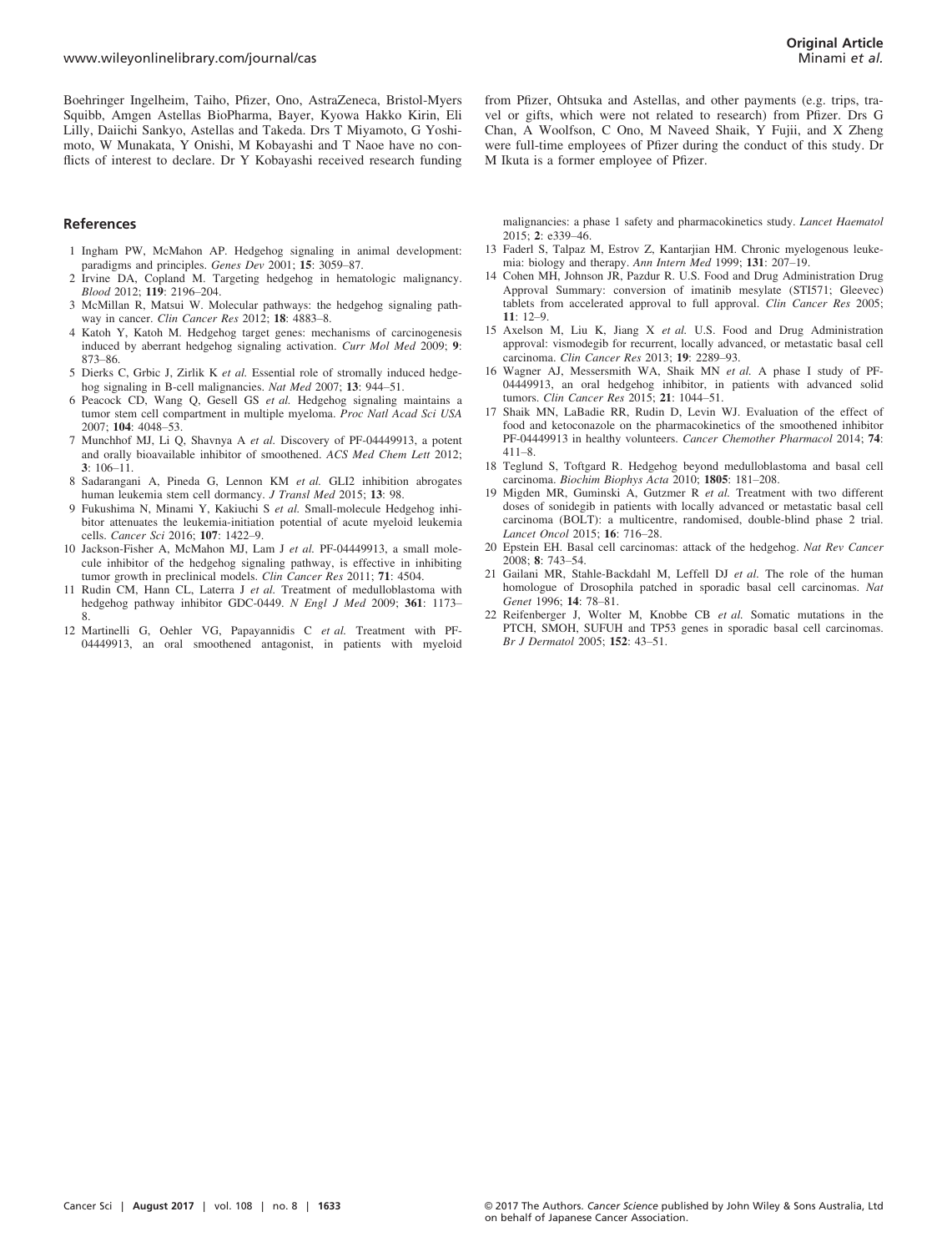Boehringer Ingelheim, Taiho, Pfizer, Ono, AstraZeneca, Bristol-Myers Squibb, Amgen Astellas BioPharma, Bayer, Kyowa Hakko Kirin, Eli Lilly, Daiichi Sankyo, Astellas and Takeda. Drs T Miyamoto, G Yoshimoto, W Munakata, Y Onishi, M Kobayashi and T Naoe have no conflicts of interest to declare. Dr Y Kobayashi received research funding from Pfizer, Ohtsuka and Astellas, and other payments (e.g. trips, travel or gifts, which were not related to research) from Pfizer. Drs G Chan, A Woolfson, C Ono, M Naveed Shaik, Y Fujii, and X Zheng were full-time employees of Pfizer during the conduct of this study. Dr M Ikuta is a former employee of Pfizer.

## References

1 Ingham PW, McMahon AP. Hedgehog signaling in animal development: paradigms and principles. *Genes Dev* 2001; **15**: 3059–87.

2 Irvine DA, Copland M. Targeting hedgehog in hematologic malignancy. *Blood* 2012; **119**: 2196–204.

3 McMillan R, Matsui W. Molecular pathways: the hedgehog signaling pathway in cancer. *Clin Cancer Res* 2012; **18**: 4883–8.

4 Katoh Y, Katoh M. Hedgehog target genes: mechanisms of carcinogenesis induced by aberrant hedgehog signaling activation. *Curr Mol Med* 2009; **9**: 873–86.

5 Dierks C, Grbic J, Zirlik K *et al.* Essential role of stromally induced hedgehog signaling in B-cell malignancies. *Nat Med* 2007; **13**: 944–51.

6 Peacock CD, Wang Q, Gesell GS *et al.* Hedgehog signaling maintains a tumor stem cell compartment in multiple myeloma. *Proc Natl Acad Sci USA* 2007; **104**: 4048–53.

7 Munchhof MJ, Li Q, Shavnya A *et al.* Discovery of PF-04449913, a potent and orally bioavailable inhibitor of smoothened. *ACS Med Chem Lett* 2012; **3**: 106–11.

8 Sadarangani A, Pineda G, Lennon KM *et al.* GLI2 inhibition abrogates human leukemia stem cell dormancy. *J Transl Med* 2015; **13**: 98.

9 Fukushima N, Minami Y, Kakiuchi S *et al.* Small-molecule Hedgehog inhibitor attenuates the leukemia-initiation potential of acute myeloid leukemia cells. *Cancer Sci* 2016; **107**: 1422–9.

10 Jackson-Fisher A, McMahon MJ, Lam J *et al.* PF-04449913, a small molecule inhibitor of the hedgehog signaling pathway, is effective in inhibiting tumor growth in preclinical models. *Clin Cancer Res* 2011; **71**: 4504.

11 Rudin CM, Hann CL, Laterra J *et al.* Treatment of medulloblastoma with hedgehog pathway inhibitor GDC-0449. *N Engl J Med* 2009; **361**: 1173–8.

12 Martinelli G, Oehler VG, Papayannidis C *et al.* Treatment with PF-04449913, an oral smoothened antagonist, in patients with myeloid malignancies: a phase 1 safety and pharmacokinetics study. *Lancet Haematol* 2015; **2**: e339–46.

13 Faderl S, Talpaz M, Estrov Z, Kantarjian HM. Chronic myelogenous leukemia: biology and therapy. *Ann Intern Med* 1999; **131**: 207–19.

14 Cohen MH, Johnson JR, Pazdur R. U.S. Food and Drug Administration Drug Approval Summary: conversion of imatinib mesylate (STI571; Gleevec) tablets from accelerated approval to full approval. *Clin Cancer Res* 2005; **11**: 12–9.

15 Axelson M, Liu K, Jiang X *et al.* U.S. Food and Drug Administration approval: vismodegib for recurrent, locally advanced, or metastatic basal cell carcinoma. *Clin Cancer Res* 2013; **19**: 2289–93.

16 Wagner AJ, Messersmith WA, Shaik MN *et al.* A phase I study of PF-04449913, an oral hedgehog inhibitor, in patients with advanced solid tumors. *Clin Cancer Res* 2015; **21**: 1044–51.

17 Shaik MN, LaBadie RR, Rudin D, Levin WJ. Evaluation of the effect of food and ketoconazole on the pharmacokinetics of the smoothened inhibitor PF-04449913 in healthy volunteers. *Cancer Chemother Pharmacol* 2014; **74**: 411–8.

18 Teglund S, Toftgard R. Hedgehog beyond medulloblastoma and basal cell carcinoma. *Biochim Biophys Acta* 2010; **1805**: 181–208.

19 Migden MR, Guminski A, Gutzmer R *et al.* Treatment with two different doses of sonidegib in patients with locally advanced or metastatic basal cell carcinoma (BOLT): a multicentre, randomised, double-blind phase 2 trial. *Lancet Oncol* 2015; **16**: 716–28.

20 Epstein EH. Basal cell carcinomas: attack of the hedgehog. *Nat Rev Cancer* 2008; **8**: 743–54.

21 Gailani MR, Stahle-Backdahl M, Leffell DJ *et al.* The role of the human homologue of Drosophila patched in sporadic basal cell carcinomas. *Nat Genet* 1996; **14**: 78–81.

22 Reifenberger J, Wolter M, Knobbe CB *et al.* Somatic mutations in the PTCH, SMOH, SUFUH and TP53 genes in sporadic basal cell carcinomas. *Br J Dermatol* 2005; **152**: 43–51.

© 2017 The Authors. *Cancer Science* published by John Wiley & Sons Australia, Ltd on behalf of Japanese Cancer Association.